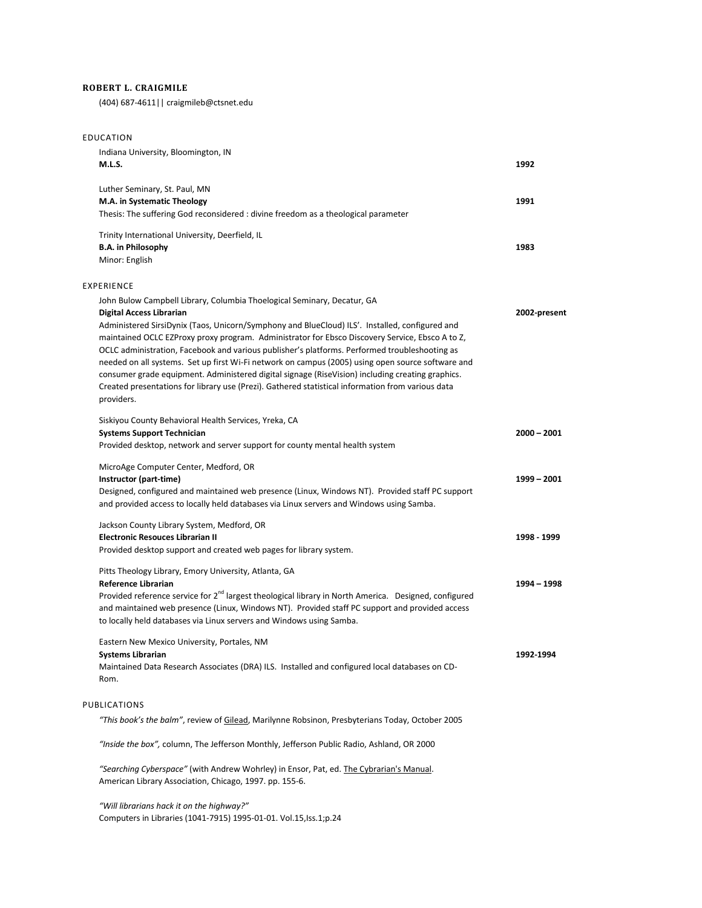**ROBERT L. CRAIGMILE**

(404) 687-4611|| craigmileb@ctsnet.edu

## EDUCATION

Indiana University, Bloomington, IN
**M.L.S.** **1992**

Luther Seminary, St. Paul, MN
**M.A. in Systematic Theology** **1991**
Thesis: The suffering God reconsidered : divine freedom as a theological parameter

Trinity International University, Deerfield, IL
**B.A. in Philosophy** **1983**
Minor: English

## EXPERIENCE

John Bulow Campbell Library, Columbia Thoelogical Seminary, Decatur, GA
**Digital Access Librarian** **2002-present**
Administered SirsiDynix (Taos, Unicorn/Symphony and BlueCloud) ILS'. Installed, configured and maintained OCLC EZProxy proxy program. Administrator for Ebsco Discovery Service, Ebsco A to Z, OCLC administration, Facebook and various publisher's platforms. Performed troubleshooting as needed on all systems. Set up first Wi-Fi network on campus (2005) using open source software and consumer grade equipment. Administered digital signage (RiseVision) including creating graphics. Created presentations for library use (Prezi). Gathered statistical information from various data providers.

Siskiyou County Behavioral Health Services, Yreka, CA
**Systems Support Technician** **2000 – 2001**
Provided desktop, network and server support for county mental health system

MicroAge Computer Center, Medford, OR
**Instructor (part-time)** **1999 – 2001**
Designed, configured and maintained web presence (Linux, Windows NT). Provided staff PC support and provided access to locally held databases via Linux servers and Windows using Samba.

Jackson County Library System, Medford, OR
**Electronic Resouces Librarian II** **1998 - 1999**
Provided desktop support and created web pages for library system.

Pitts Theology Library, Emory University, Atlanta, GA
**Reference Librarian** **1994 – 1998**
Provided reference service for 2nd largest theological library in North America. Designed, configured and maintained web presence (Linux, Windows NT). Provided staff PC support and provided access to locally held databases via Linux servers and Windows using Samba.

Eastern New Mexico University, Portales, NM
**Systems Librarian** **1992-1994**
Maintained Data Research Associates (DRA) ILS. Installed and configured local databases on CD-Rom.

## PUBLICATIONS

*"This book's the balm"*, review of Gilead, Marilynne Robsinon, Presbyterians Today, October 2005

*"Inside the box",* column, The Jefferson Monthly, Jefferson Public Radio, Ashland, OR 2000

*"Searching Cyberspace"* (with Andrew Wohrley) in Ensor, Pat, ed. The Cybrarian's Manual. American Library Association, Chicago, 1997. pp. 155-6.

*"Will librarians hack it on the highway?"*
Computers in Libraries (1041-7915) 1995-01-01. Vol.15,Iss.1;p.24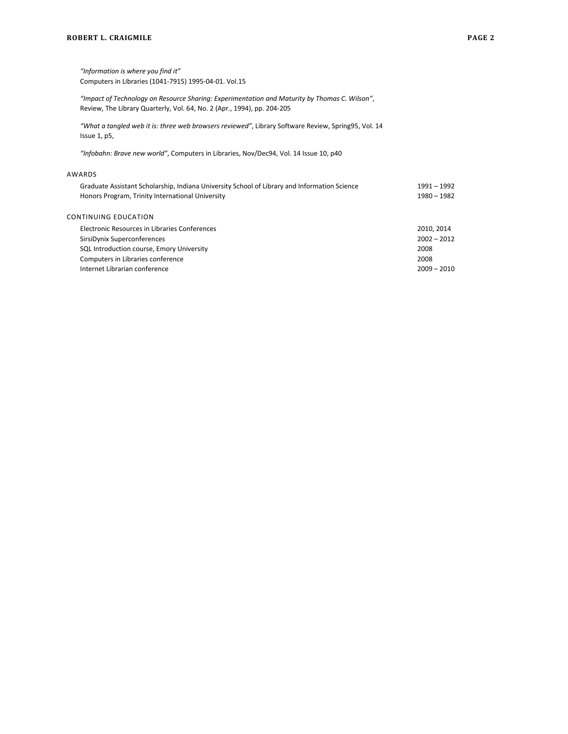*"Information is where you find it"*
Computers in Libraries (1041-7915) 1995-04-01. Vol.15

*"Impact of Technology on Resource Sharing: Experimentation and Maturity by Thomas C. Wilson"*, Review, The Library Quarterly, Vol. 64, No. 2 (Apr., 1994), pp. 204-205

*"What a tangled web it is: three web browsers reviewed"*, Library Software Review, Spring95, Vol. 14 Issue 1, p5,

*"Infobahn: Brave new world"*, Computers in Libraries, Nov/Dec94, Vol. 14 Issue 10, p40

## AWARDS

| | |
|---|---|
| Graduate Assistant Scholarship, Indiana University School of Library and Information Science | 1991 – 1992 |
| Honors Program, Trinity International University | 1980 – 1982 |

## CONTINUING EDUCATION

| | |
|---|---|
| Electronic Resources in Libraries Conferences | 2010, 2014 |
| SirsiDynix Superconferences | 2002 – 2012 |
| SQL Introduction course, Emory University | 2008 |
| Computers in Libraries conference | 2008 |
| Internet Librarian conference | 2009 – 2010 |